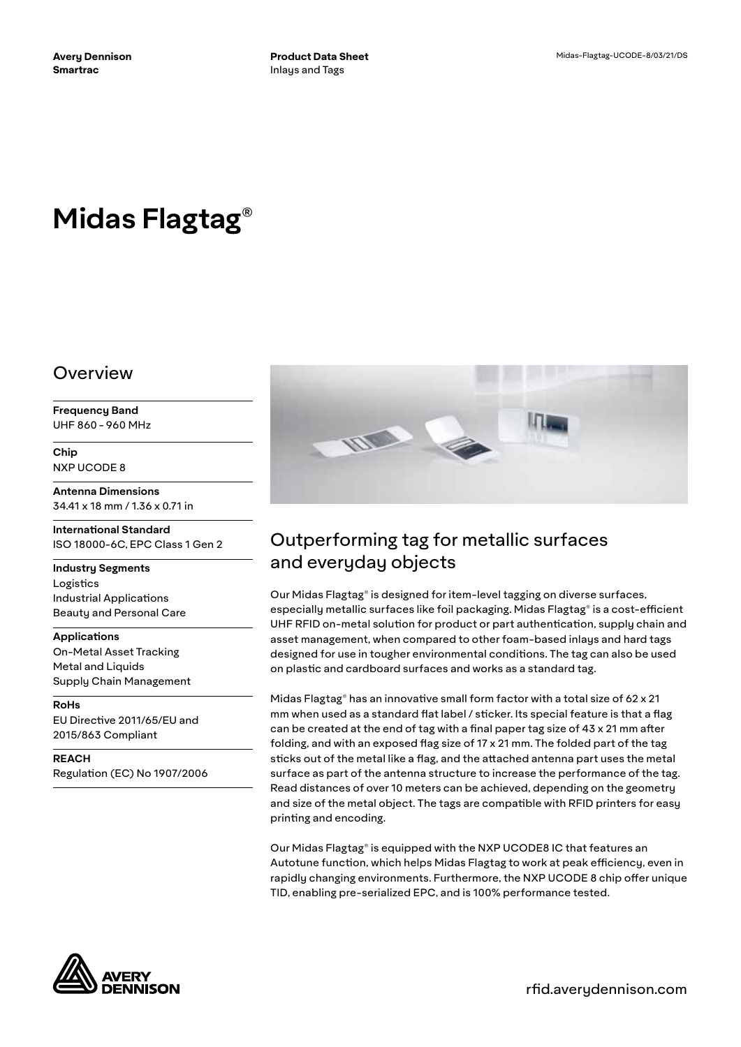Avery Dennison
Smartrac

Product Data Sheet
Inlays and Tags

Midas-Flagtag-UCODE-8/03/21/DS

# Midas Flagtag®

## Overview

**Frequency Band**
UHF 860 - 960 MHz

**Chip**
NXP UCODE 8

**Antenna Dimensions**
34.41 x 18 mm / 1.36 x 0.71 in

**International Standard**
ISO 18000-6C, EPC Class 1 Gen 2

**Industry Segments**
Logistics
Industrial Applications
Beauty and Personal Care

**Applications**
On-Metal Asset Tracking
Metal and Liquids
Supply Chain Management

**RoHs**
EU Directive 2011/65/EU and 2015/863 Compliant

**REACH**
Regulation (EC) No 1907/2006

## Outperforming tag for metallic surfaces and everyday objects

Our Midas Flagtag® is designed for item-level tagging on diverse surfaces, especially metallic surfaces like foil packaging. Midas Flagtag® is a cost-efficient UHF RFID on-metal solution for product or part authentication, supply chain and asset management, when compared to other foam-based inlays and hard tags designed for use in tougher environmental conditions. The tag can also be used on plastic and cardboard surfaces and works as a standard tag.

Midas Flagtag® has an innovative small form factor with a total size of 62 x 21 mm when used as a standard flat label / sticker. Its special feature is that a flag can be created at the end of tag with a final paper tag size of 43 x 21 mm after folding, and with an exposed flag size of 17 x 21 mm. The folded part of the tag sticks out of the metal like a flag, and the attached antenna part uses the metal surface as part of the antenna structure to increase the performance of the tag. Read distances of over 10 meters can be achieved, depending on the geometry and size of the metal object. The tags are compatible with RFID printers for easy printing and encoding.

Our Midas Flagtag® is equipped with the NXP UCODE8 IC that features an Autotune function, which helps Midas Flagtag to work at peak efficiency, even in rapidly changing environments. Furthermore, the NXP UCODE 8 chip offer unique TID, enabling pre-serialized EPC, and is 100% performance tested.

rfid.averydennison.com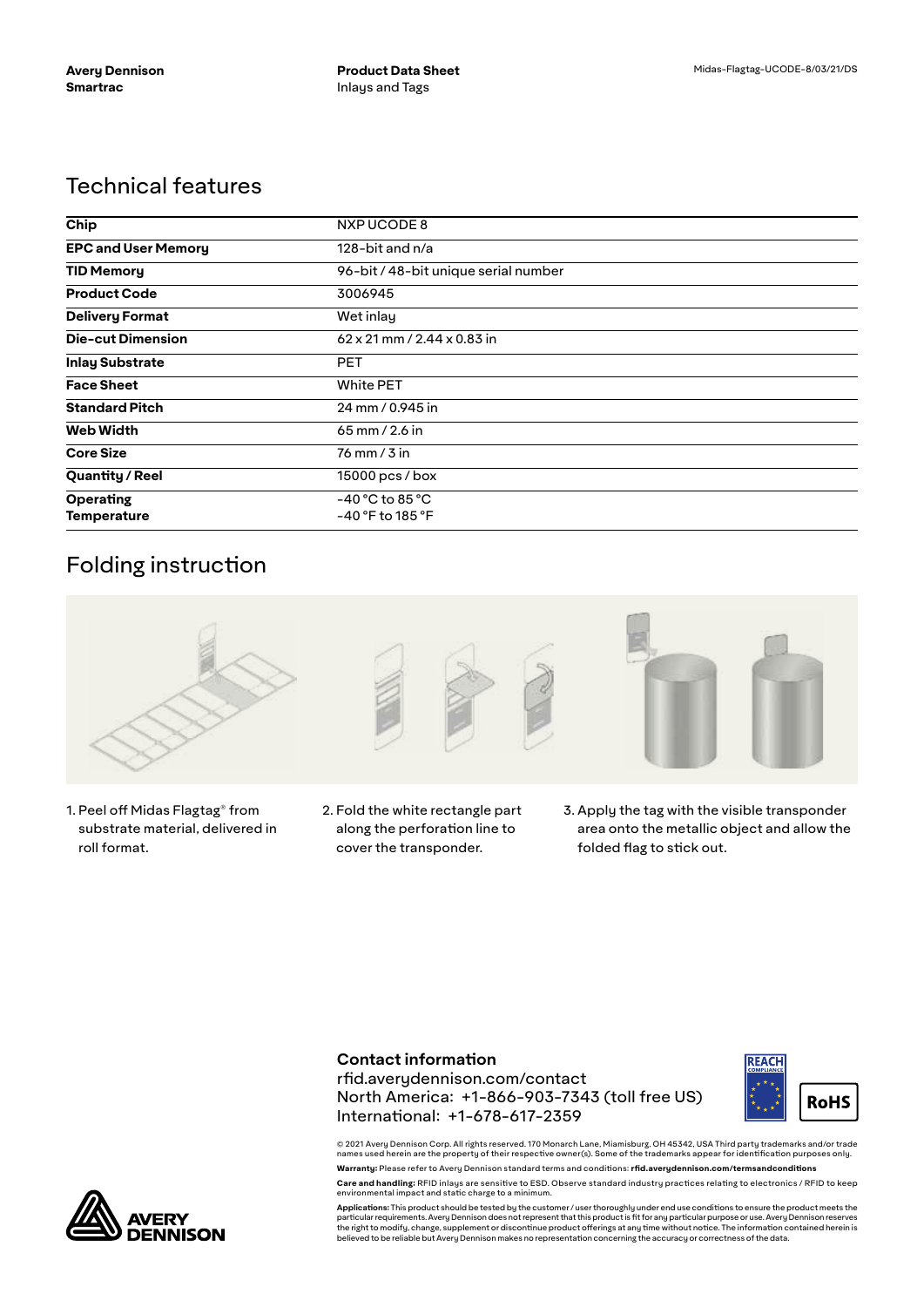## Technical features

| | |
|---|---|
| **Chip** | NXP UCODE 8 |
| **EPC and User Memory** | 128-bit and n/a |
| **TID Memory** | 96-bit / 48-bit unique serial number |
| **Product Code** | 3006945 |
| **Delivery Format** | Wet inlay |
| **Die-cut Dimension** | 62 x 21 mm / 2.44 x 0.83 in |
| **Inlay Substrate** | PET |
| **Face Sheet** | White PET |
| **Standard Pitch** | 24 mm / 0.945 in |
| **Web Width** | 65 mm / 2.6 in |
| **Core Size** | 76 mm / 3 in |
| **Quantity / Reel** | 15000 pcs / box |
| **Operating Temperature** | -40 °C to 85 °C<br>-40 °F to 185 °F |

## Folding instruction

1. Peel off Midas Flagtag® from substrate material, delivered in roll format.
2. Fold the white rectangle part along the perforation line to cover the transponder.
3. Apply the tag with the visible transponder area onto the metallic object and allow the folded flag to stick out.

**Contact information**
rfid.averydennison.com/contact
North America: +1-866-903-7343 (toll free US)
International: +1-678-617-2359

REACH COMPLIANCE
RoHS

© 2021 Avery Dennison Corp. All rights reserved. 170 Monarch Lane, Miamisburg, OH 45342, USA Third party trademarks and/or trade names used herein are the property of their respective owner(s). Some of the trademarks appear for identification purposes only.

**Warranty:** Please refer to Avery Dennison standard terms and conditions: **rfid.averydennison.com/termsandconditions**

**Care and handling:** RFID inlays are sensitive to ESD. Observe standard industry practices relating to electronics / RFID to keep environmental impact and static charge to a minimum.

**Applications:** This product should be tested by the customer / user thoroughly under end use conditions to ensure the product meets the particular requirements. Avery Dennison does not represent that this product is fit for any particular purpose or use. Avery Dennison reserves the right to modify, change, supplement or discontinue product offerings at any time without notice. The information contained herein is believed to be reliable but Avery Dennison makes no representation concerning the accuracy or correctness of the data.

AVERY DENNISON